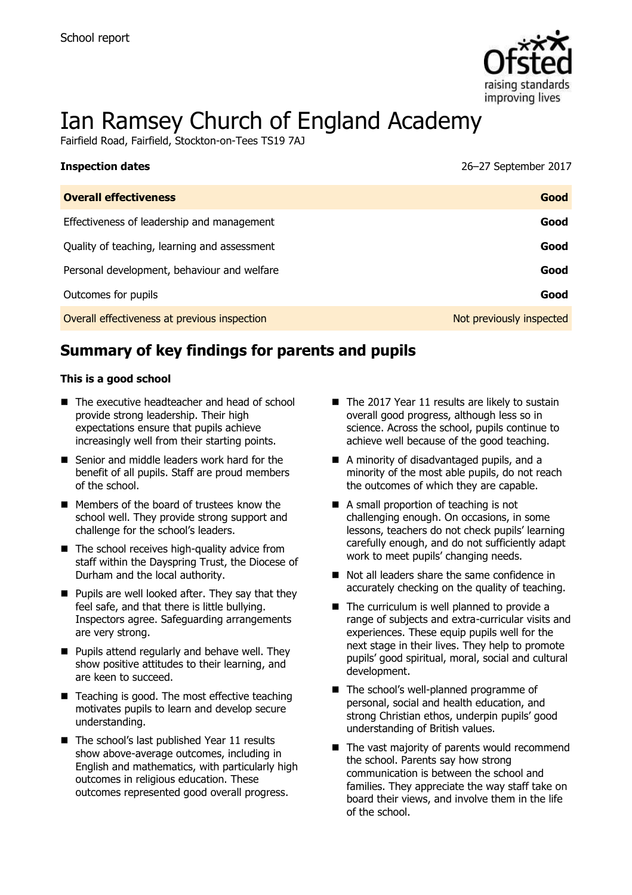School report

# Ian Ramsey Church of England Academy

Fairfield Road, Fairfield, Stockton-on-Tees TS19 7AJ

| **Inspection dates** | 26–27 September 2017 |
|---|---|
| **Overall effectiveness** | **Good** |
| Effectiveness of leadership and management | **Good** |
| Quality of teaching, learning and assessment | **Good** |
| Personal development, behaviour and welfare | **Good** |
| Outcomes for pupils | **Good** |
| Overall effectiveness at previous inspection | Not previously inspected |

## Summary of key findings for parents and pupils

**This is a good school**

- The executive headteacher and head of school provide strong leadership. Their high expectations ensure that pupils achieve increasingly well from their starting points.
- Senior and middle leaders work hard for the benefit of all pupils. Staff are proud members of the school.
- Members of the board of trustees know the school well. They provide strong support and challenge for the school's leaders.
- The school receives high-quality advice from staff within the Dayspring Trust, the Diocese of Durham and the local authority.
- Pupils are well looked after. They say that they feel safe, and that there is little bullying. Inspectors agree. Safeguarding arrangements are very strong.
- Pupils attend regularly and behave well. They show positive attitudes to their learning, and are keen to succeed.
- Teaching is good. The most effective teaching motivates pupils to learn and develop secure understanding.
- The school's last published Year 11 results show above-average outcomes, including in English and mathematics, with particularly high outcomes in religious education. These outcomes represented good overall progress.
- The 2017 Year 11 results are likely to sustain overall good progress, although less so in science. Across the school, pupils continue to achieve well because of the good teaching.
- A minority of disadvantaged pupils, and a minority of the most able pupils, do not reach the outcomes of which they are capable.
- A small proportion of teaching is not challenging enough. On occasions, in some lessons, teachers do not check pupils' learning carefully enough, and do not sufficiently adapt work to meet pupils' changing needs.
- Not all leaders share the same confidence in accurately checking on the quality of teaching.
- The curriculum is well planned to provide a range of subjects and extra-curricular visits and experiences. These equip pupils well for the next stage in their lives. They help to promote pupils' good spiritual, moral, social and cultural development.
- The school's well-planned programme of personal, social and health education, and strong Christian ethos, underpin pupils' good understanding of British values.
- The vast majority of parents would recommend the school. Parents say how strong communication is between the school and families. They appreciate the way staff take on board their views, and involve them in the life of the school.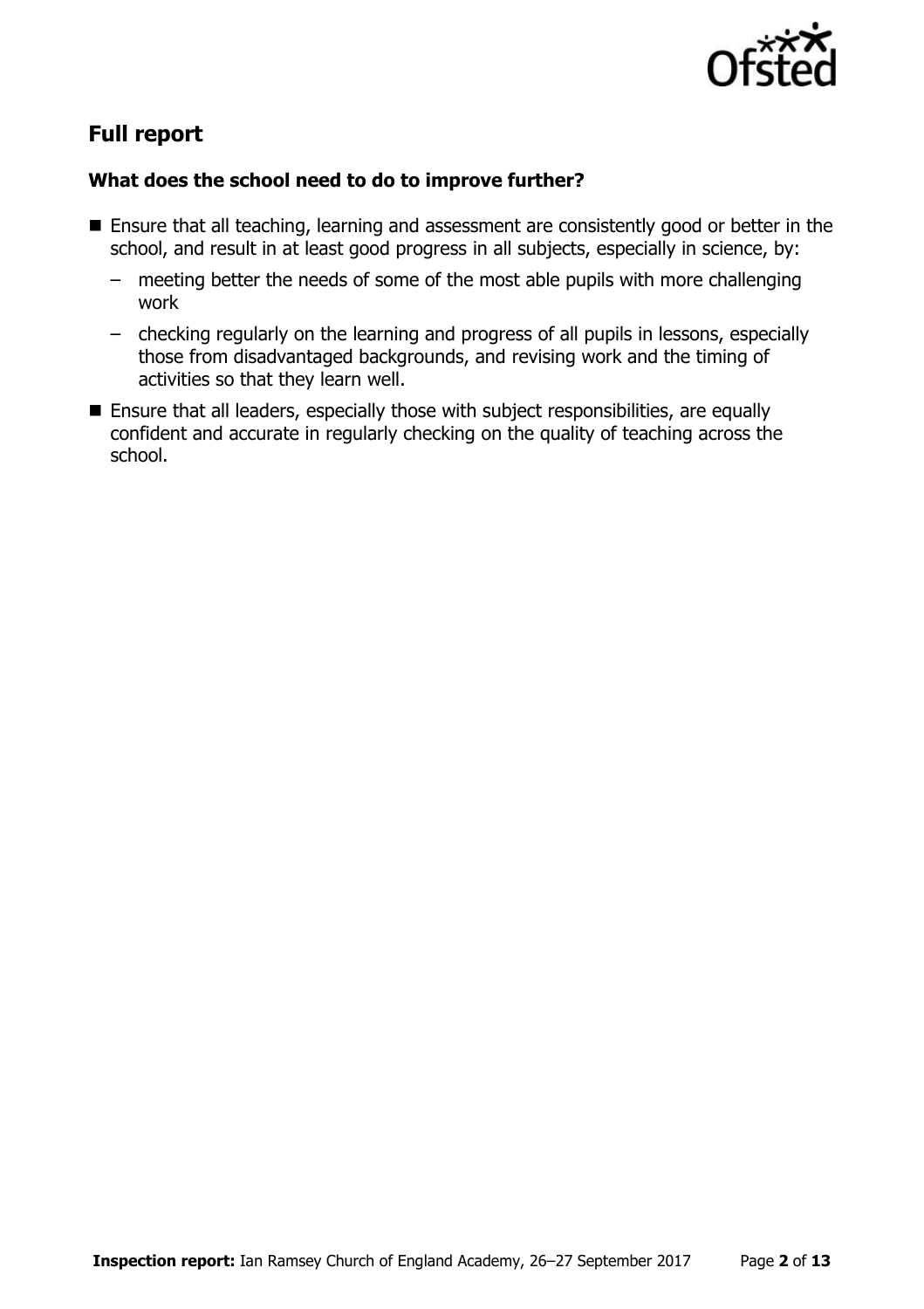## Full report

### What does the school need to do to improve further?

- Ensure that all teaching, learning and assessment are consistently good or better in the school, and result in at least good progress in all subjects, especially in science, by:
  - meeting better the needs of some of the most able pupils with more challenging work
  - checking regularly on the learning and progress of all pupils in lessons, especially those from disadvantaged backgrounds, and revising work and the timing of activities so that they learn well.
- Ensure that all leaders, especially those with subject responsibilities, are equally confident and accurate in regularly checking on the quality of teaching across the school.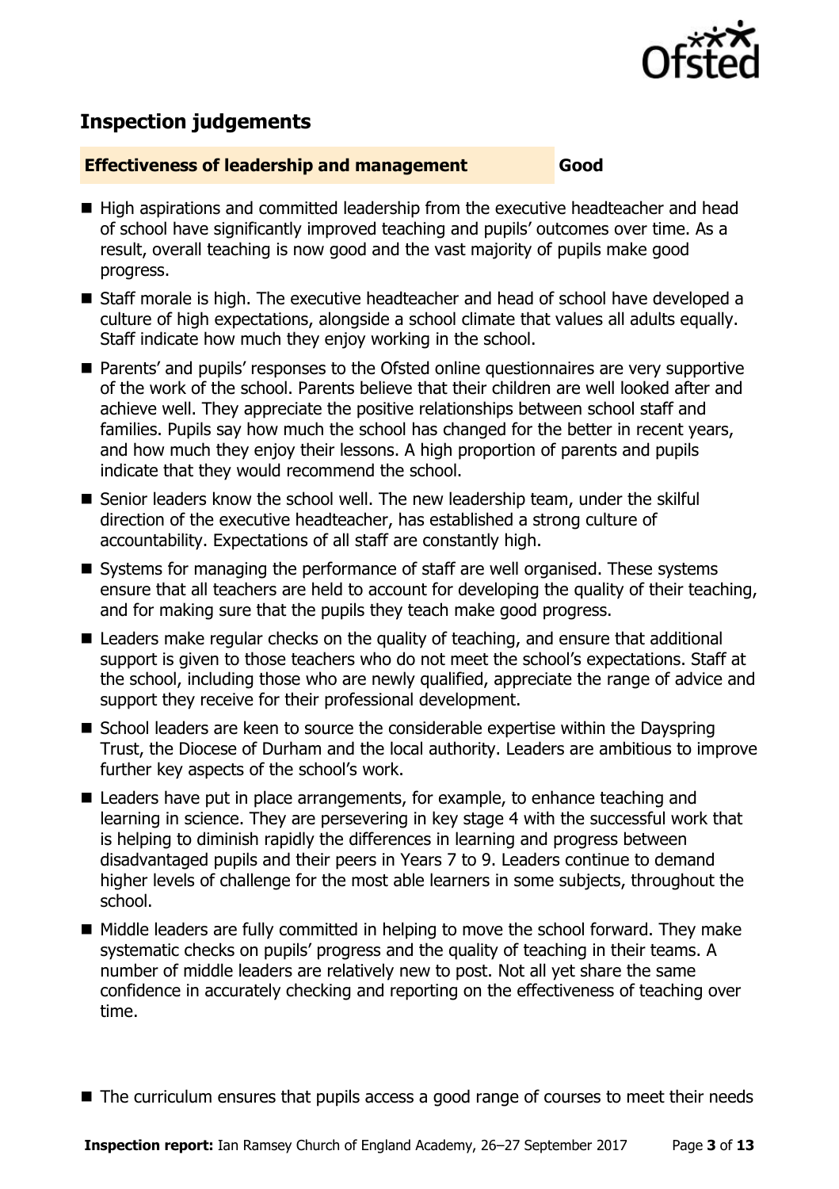## Inspection judgements

**Effectiveness of leadership and management** **Good**

- High aspirations and committed leadership from the executive headteacher and head of school have significantly improved teaching and pupils' outcomes over time. As a result, overall teaching is now good and the vast majority of pupils make good progress.
- Staff morale is high. The executive headteacher and head of school have developed a culture of high expectations, alongside a school climate that values all adults equally. Staff indicate how much they enjoy working in the school.
- Parents' and pupils' responses to the Ofsted online questionnaires are very supportive of the work of the school. Parents believe that their children are well looked after and achieve well. They appreciate the positive relationships between school staff and families. Pupils say how much the school has changed for the better in recent years, and how much they enjoy their lessons. A high proportion of parents and pupils indicate that they would recommend the school.
- Senior leaders know the school well. The new leadership team, under the skilful direction of the executive headteacher, has established a strong culture of accountability. Expectations of all staff are constantly high.
- Systems for managing the performance of staff are well organised. These systems ensure that all teachers are held to account for developing the quality of their teaching, and for making sure that the pupils they teach make good progress.
- Leaders make regular checks on the quality of teaching, and ensure that additional support is given to those teachers who do not meet the school's expectations. Staff at the school, including those who are newly qualified, appreciate the range of advice and support they receive for their professional development.
- School leaders are keen to source the considerable expertise within the Dayspring Trust, the Diocese of Durham and the local authority. Leaders are ambitious to improve further key aspects of the school's work.
- Leaders have put in place arrangements, for example, to enhance teaching and learning in science. They are persevering in key stage 4 with the successful work that is helping to diminish rapidly the differences in learning and progress between disadvantaged pupils and their peers in Years 7 to 9. Leaders continue to demand higher levels of challenge for the most able learners in some subjects, throughout the school.
- Middle leaders are fully committed in helping to move the school forward. They make systematic checks on pupils' progress and the quality of teaching in their teams. A number of middle leaders are relatively new to post. Not all yet share the same confidence in accurately checking and reporting on the effectiveness of teaching over time.
- The curriculum ensures that pupils access a good range of courses to meet their needs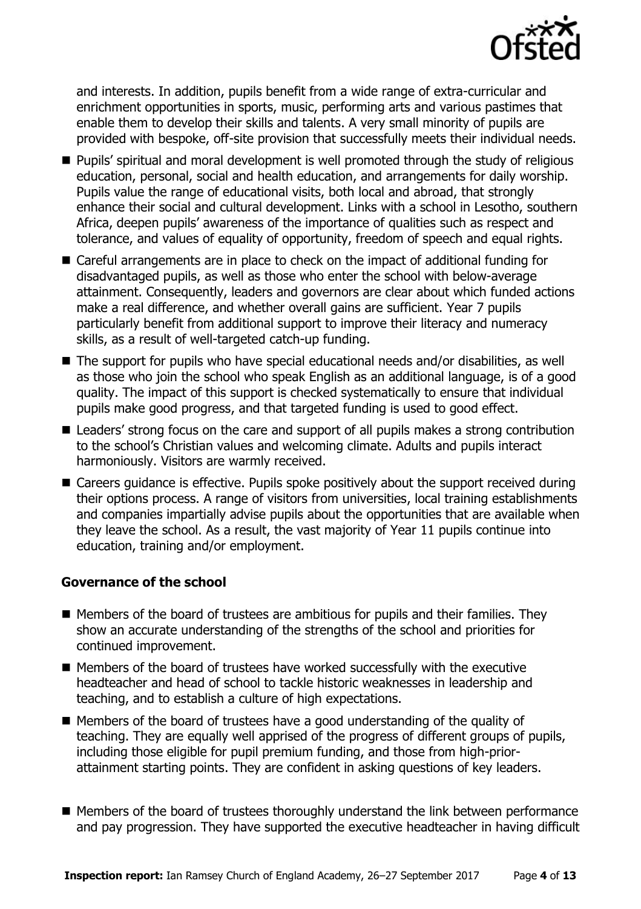and interests. In addition, pupils benefit from a wide range of extra-curricular and enrichment opportunities in sports, music, performing arts and various pastimes that enable them to develop their skills and talents. A very small minority of pupils are provided with bespoke, off-site provision that successfully meets their individual needs.

- Pupils' spiritual and moral development is well promoted through the study of religious education, personal, social and health education, and arrangements for daily worship. Pupils value the range of educational visits, both local and abroad, that strongly enhance their social and cultural development. Links with a school in Lesotho, southern Africa, deepen pupils' awareness of the importance of qualities such as respect and tolerance, and values of equality of opportunity, freedom of speech and equal rights.
- Careful arrangements are in place to check on the impact of additional funding for disadvantaged pupils, as well as those who enter the school with below-average attainment. Consequently, leaders and governors are clear about which funded actions make a real difference, and whether overall gains are sufficient. Year 7 pupils particularly benefit from additional support to improve their literacy and numeracy skills, as a result of well-targeted catch-up funding.
- The support for pupils who have special educational needs and/or disabilities, as well as those who join the school who speak English as an additional language, is of a good quality. The impact of this support is checked systematically to ensure that individual pupils make good progress, and that targeted funding is used to good effect.
- Leaders' strong focus on the care and support of all pupils makes a strong contribution to the school's Christian values and welcoming climate. Adults and pupils interact harmoniously. Visitors are warmly received.
- Careers guidance is effective. Pupils spoke positively about the support received during their options process. A range of visitors from universities, local training establishments and companies impartially advise pupils about the opportunities that are available when they leave the school. As a result, the vast majority of Year 11 pupils continue into education, training and/or employment.

### Governance of the school

- Members of the board of trustees are ambitious for pupils and their families. They show an accurate understanding of the strengths of the school and priorities for continued improvement.
- Members of the board of trustees have worked successfully with the executive headteacher and head of school to tackle historic weaknesses in leadership and teaching, and to establish a culture of high expectations.
- Members of the board of trustees have a good understanding of the quality of teaching. They are equally well apprised of the progress of different groups of pupils, including those eligible for pupil premium funding, and those from high-prior-attainment starting points. They are confident in asking questions of key leaders.
- Members of the board of trustees thoroughly understand the link between performance and pay progression. They have supported the executive headteacher in having difficult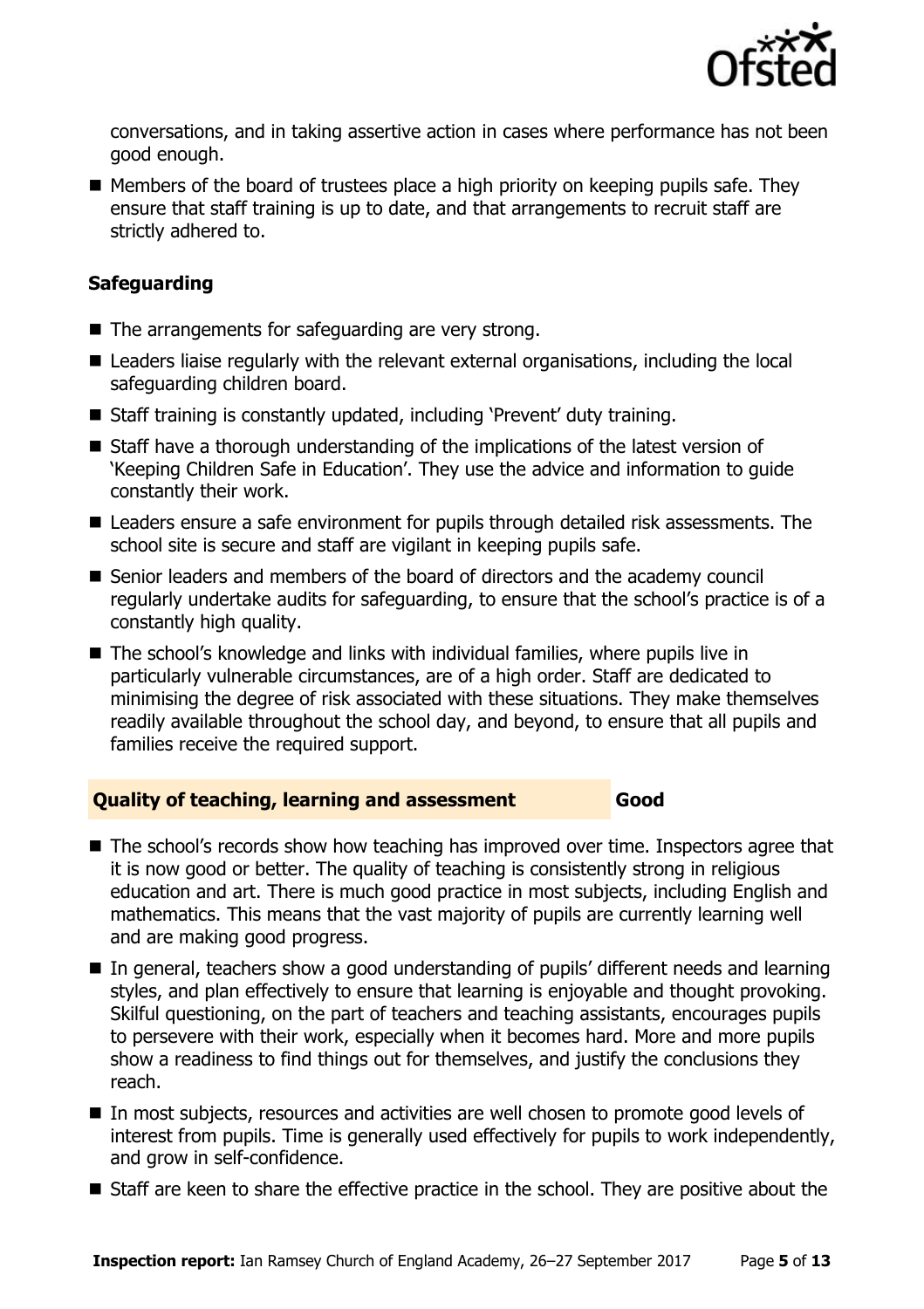conversations, and in taking assertive action in cases where performance has not been good enough.

- Members of the board of trustees place a high priority on keeping pupils safe. They ensure that staff training is up to date, and that arrangements to recruit staff are strictly adhered to.

### Safeguarding

- The arrangements for safeguarding are very strong.
- Leaders liaise regularly with the relevant external organisations, including the local safeguarding children board.
- Staff training is constantly updated, including 'Prevent' duty training.
- Staff have a thorough understanding of the implications of the latest version of 'Keeping Children Safe in Education'. They use the advice and information to guide constantly their work.
- Leaders ensure a safe environment for pupils through detailed risk assessments. The school site is secure and staff are vigilant in keeping pupils safe.
- Senior leaders and members of the board of directors and the academy council regularly undertake audits for safeguarding, to ensure that the school's practice is of a constantly high quality.
- The school's knowledge and links with individual families, where pupils live in particularly vulnerable circumstances, are of a high order. Staff are dedicated to minimising the degree of risk associated with these situations. They make themselves readily available throughout the school day, and beyond, to ensure that all pupils and families receive the required support.

### Quality of teaching, learning and assessment — Good

- The school's records show how teaching has improved over time. Inspectors agree that it is now good or better. The quality of teaching is consistently strong in religious education and art. There is much good practice in most subjects, including English and mathematics. This means that the vast majority of pupils are currently learning well and are making good progress.
- In general, teachers show a good understanding of pupils' different needs and learning styles, and plan effectively to ensure that learning is enjoyable and thought provoking. Skilful questioning, on the part of teachers and teaching assistants, encourages pupils to persevere with their work, especially when it becomes hard. More and more pupils show a readiness to find things out for themselves, and justify the conclusions they reach.
- In most subjects, resources and activities are well chosen to promote good levels of interest from pupils. Time is generally used effectively for pupils to work independently, and grow in self-confidence.
- Staff are keen to share the effective practice in the school. They are positive about the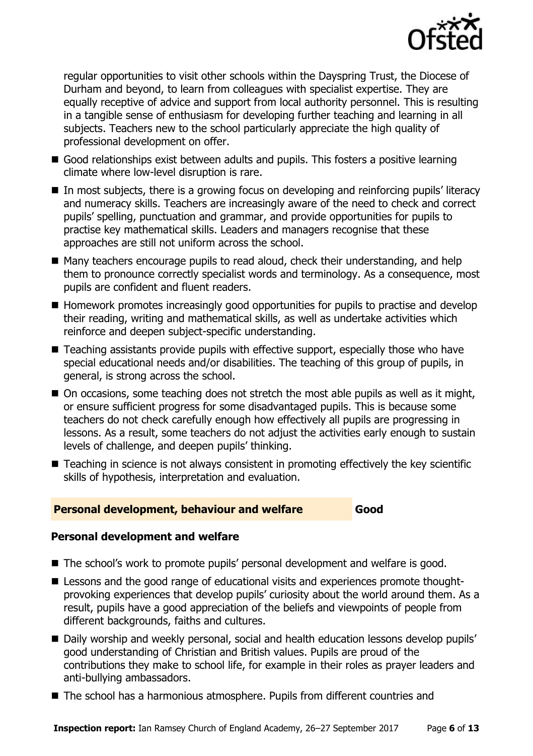regular opportunities to visit other schools within the Dayspring Trust, the Diocese of Durham and beyond, to learn from colleagues with specialist expertise. They are equally receptive of advice and support from local authority personnel. This is resulting in a tangible sense of enthusiasm for developing further teaching and learning in all subjects. Teachers new to the school particularly appreciate the high quality of professional development on offer.

- Good relationships exist between adults and pupils. This fosters a positive learning climate where low-level disruption is rare.
- In most subjects, there is a growing focus on developing and reinforcing pupils' literacy and numeracy skills. Teachers are increasingly aware of the need to check and correct pupils' spelling, punctuation and grammar, and provide opportunities for pupils to practise key mathematical skills. Leaders and managers recognise that these approaches are still not uniform across the school.
- Many teachers encourage pupils to read aloud, check their understanding, and help them to pronounce correctly specialist words and terminology. As a consequence, most pupils are confident and fluent readers.
- Homework promotes increasingly good opportunities for pupils to practise and develop their reading, writing and mathematical skills, as well as undertake activities which reinforce and deepen subject-specific understanding.
- Teaching assistants provide pupils with effective support, especially those who have special educational needs and/or disabilities. The teaching of this group of pupils, in general, is strong across the school.
- On occasions, some teaching does not stretch the most able pupils as well as it might, or ensure sufficient progress for some disadvantaged pupils. This is because some teachers do not check carefully enough how effectively all pupils are progressing in lessons. As a result, some teachers do not adjust the activities early enough to sustain levels of challenge, and deepen pupils' thinking.
- Teaching in science is not always consistent in promoting effectively the key scientific skills of hypothesis, interpretation and evaluation.

## Personal development, behaviour and welfare — Good

### Personal development and welfare

- The school's work to promote pupils' personal development and welfare is good.
- Lessons and the good range of educational visits and experiences promote thought-provoking experiences that develop pupils' curiosity about the world around them. As a result, pupils have a good appreciation of the beliefs and viewpoints of people from different backgrounds, faiths and cultures.
- Daily worship and weekly personal, social and health education lessons develop pupils' good understanding of Christian and British values. Pupils are proud of the contributions they make to school life, for example in their roles as prayer leaders and anti-bullying ambassadors.
- The school has a harmonious atmosphere. Pupils from different countries and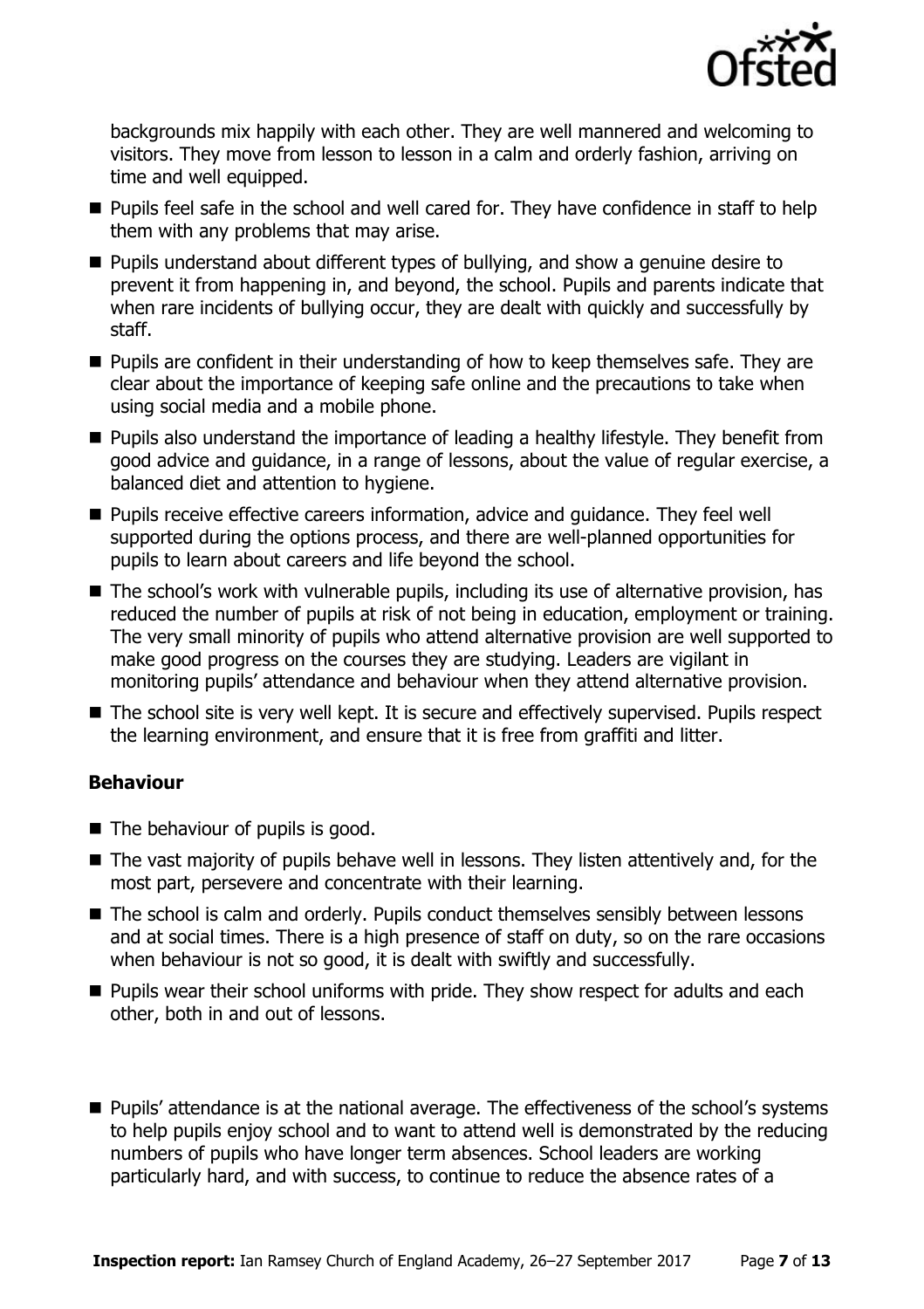backgrounds mix happily with each other. They are well mannered and welcoming to visitors. They move from lesson to lesson in a calm and orderly fashion, arriving on time and well equipped.

- Pupils feel safe in the school and well cared for. They have confidence in staff to help them with any problems that may arise.
- Pupils understand about different types of bullying, and show a genuine desire to prevent it from happening in, and beyond, the school. Pupils and parents indicate that when rare incidents of bullying occur, they are dealt with quickly and successfully by staff.
- Pupils are confident in their understanding of how to keep themselves safe. They are clear about the importance of keeping safe online and the precautions to take when using social media and a mobile phone.
- Pupils also understand the importance of leading a healthy lifestyle. They benefit from good advice and guidance, in a range of lessons, about the value of regular exercise, a balanced diet and attention to hygiene.
- Pupils receive effective careers information, advice and guidance. They feel well supported during the options process, and there are well-planned opportunities for pupils to learn about careers and life beyond the school.
- The school's work with vulnerable pupils, including its use of alternative provision, has reduced the number of pupils at risk of not being in education, employment or training. The very small minority of pupils who attend alternative provision are well supported to make good progress on the courses they are studying. Leaders are vigilant in monitoring pupils' attendance and behaviour when they attend alternative provision.
- The school site is very well kept. It is secure and effectively supervised. Pupils respect the learning environment, and ensure that it is free from graffiti and litter.

### Behaviour

- The behaviour of pupils is good.
- The vast majority of pupils behave well in lessons. They listen attentively and, for the most part, persevere and concentrate with their learning.
- The school is calm and orderly. Pupils conduct themselves sensibly between lessons and at social times. There is a high presence of staff on duty, so on the rare occasions when behaviour is not so good, it is dealt with swiftly and successfully.
- Pupils wear their school uniforms with pride. They show respect for adults and each other, both in and out of lessons.
- Pupils' attendance is at the national average. The effectiveness of the school's systems to help pupils enjoy school and to want to attend well is demonstrated by the reducing numbers of pupils who have longer term absences. School leaders are working particularly hard, and with success, to continue to reduce the absence rates of a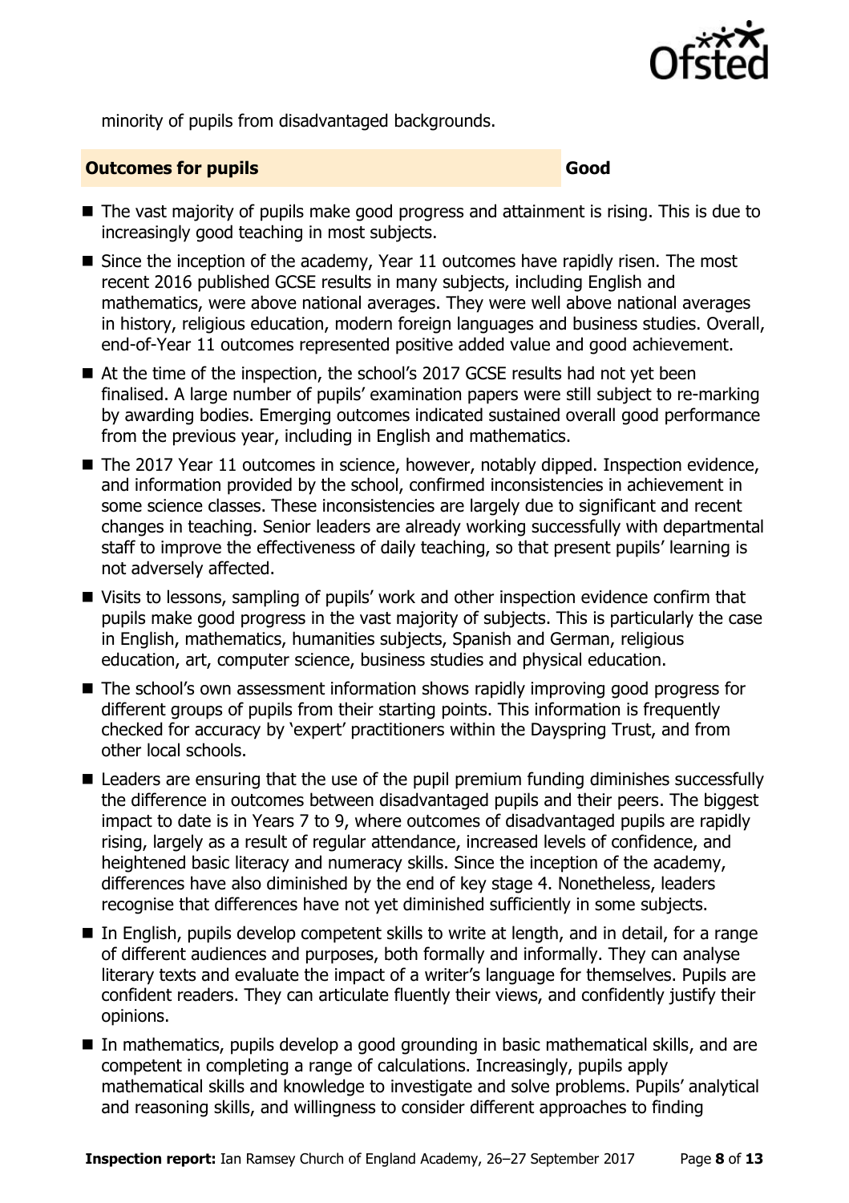minority of pupils from disadvantaged backgrounds.

| **Outcomes for pupils** | **Good** |
| --- | --- |

- The vast majority of pupils make good progress and attainment is rising. This is due to increasingly good teaching in most subjects.
- Since the inception of the academy, Year 11 outcomes have rapidly risen. The most recent 2016 published GCSE results in many subjects, including English and mathematics, were above national averages. They were well above national averages in history, religious education, modern foreign languages and business studies. Overall, end-of-Year 11 outcomes represented positive added value and good achievement.
- At the time of the inspection, the school's 2017 GCSE results had not yet been finalised. A large number of pupils' examination papers were still subject to re-marking by awarding bodies. Emerging outcomes indicated sustained overall good performance from the previous year, including in English and mathematics.
- The 2017 Year 11 outcomes in science, however, notably dipped. Inspection evidence, and information provided by the school, confirmed inconsistencies in achievement in some science classes. These inconsistencies are largely due to significant and recent changes in teaching. Senior leaders are already working successfully with departmental staff to improve the effectiveness of daily teaching, so that present pupils' learning is not adversely affected.
- Visits to lessons, sampling of pupils' work and other inspection evidence confirm that pupils make good progress in the vast majority of subjects. This is particularly the case in English, mathematics, humanities subjects, Spanish and German, religious education, art, computer science, business studies and physical education.
- The school's own assessment information shows rapidly improving good progress for different groups of pupils from their starting points. This information is frequently checked for accuracy by 'expert' practitioners within the Dayspring Trust, and from other local schools.
- Leaders are ensuring that the use of the pupil premium funding diminishes successfully the difference in outcomes between disadvantaged pupils and their peers. The biggest impact to date is in Years 7 to 9, where outcomes of disadvantaged pupils are rapidly rising, largely as a result of regular attendance, increased levels of confidence, and heightened basic literacy and numeracy skills. Since the inception of the academy, differences have also diminished by the end of key stage 4. Nonetheless, leaders recognise that differences have not yet diminished sufficiently in some subjects.
- In English, pupils develop competent skills to write at length, and in detail, for a range of different audiences and purposes, both formally and informally. They can analyse literary texts and evaluate the impact of a writer's language for themselves. Pupils are confident readers. They can articulate fluently their views, and confidently justify their opinions.
- In mathematics, pupils develop a good grounding in basic mathematical skills, and are competent in completing a range of calculations. Increasingly, pupils apply mathematical skills and knowledge to investigate and solve problems. Pupils' analytical and reasoning skills, and willingness to consider different approaches to finding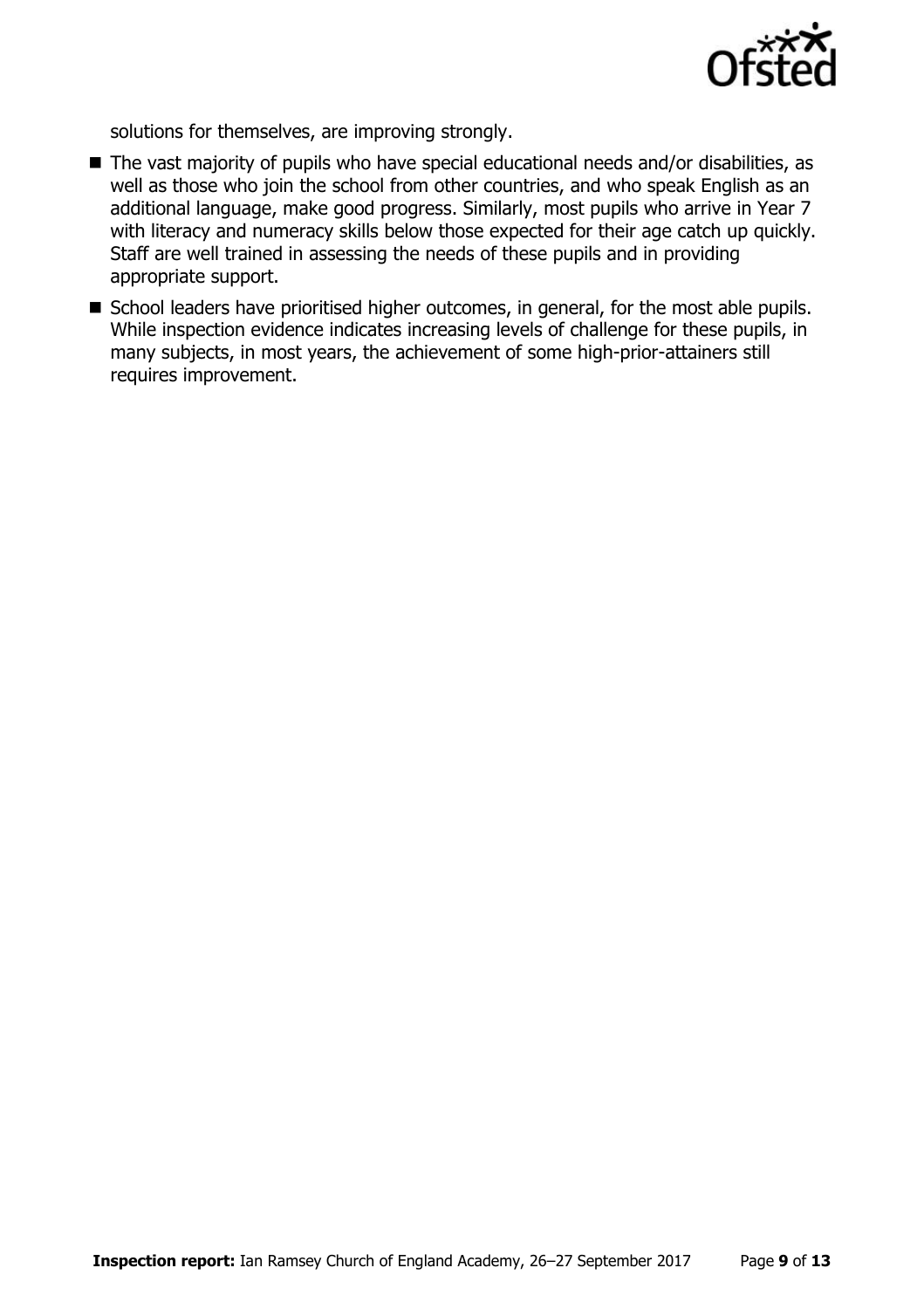solutions for themselves, are improving strongly.

- The vast majority of pupils who have special educational needs and/or disabilities, as well as those who join the school from other countries, and who speak English as an additional language, make good progress. Similarly, most pupils who arrive in Year 7 with literacy and numeracy skills below those expected for their age catch up quickly. Staff are well trained in assessing the needs of these pupils and in providing appropriate support.
- School leaders have prioritised higher outcomes, in general, for the most able pupils. While inspection evidence indicates increasing levels of challenge for these pupils, in many subjects, in most years, the achievement of some high-prior-attainers still requires improvement.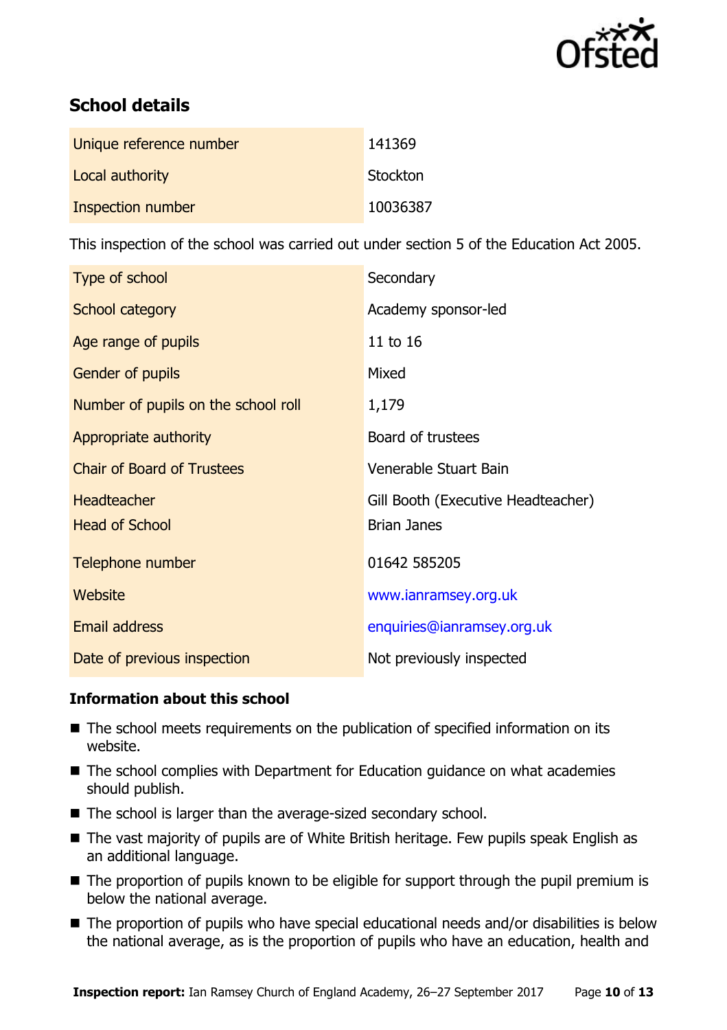## School details

| | |
|---|---|
| Unique reference number | 141369 |
| Local authority | Stockton |
| Inspection number | 10036387 |

This inspection of the school was carried out under section 5 of the Education Act 2005.

| | |
|---|---|
| Type of school | Secondary |
| School category | Academy sponsor-led |
| Age range of pupils | 11 to 16 |
| Gender of pupils | Mixed |
| Number of pupils on the school roll | 1,179 |
| Appropriate authority | Board of trustees |
| Chair of Board of Trustees | Venerable Stuart Bain |
| Headteacher<br>Head of School | Gill Booth (Executive Headteacher)<br>Brian Janes |
| Telephone number | 01642 585205 |
| Website | www.ianramsey.org.uk |
| Email address | enquiries@ianramsey.org.uk |
| Date of previous inspection | Not previously inspected |

### Information about this school

- The school meets requirements on the publication of specified information on its website.
- The school complies with Department for Education guidance on what academies should publish.
- The school is larger than the average-sized secondary school.
- The vast majority of pupils are of White British heritage. Few pupils speak English as an additional language.
- The proportion of pupils known to be eligible for support through the pupil premium is below the national average.
- The proportion of pupils who have special educational needs and/or disabilities is below the national average, as is the proportion of pupils who have an education, health and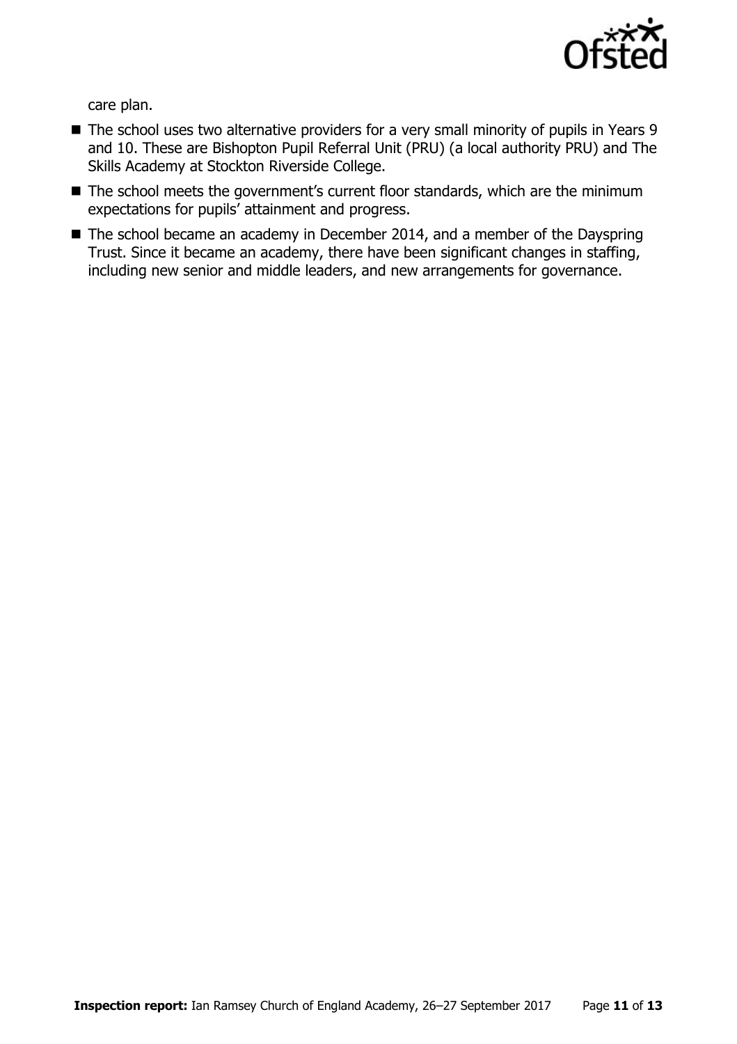care plan.

- The school uses two alternative providers for a very small minority of pupils in Years 9 and 10. These are Bishopton Pupil Referral Unit (PRU) (a local authority PRU) and The Skills Academy at Stockton Riverside College.
- The school meets the government's current floor standards, which are the minimum expectations for pupils' attainment and progress.
- The school became an academy in December 2014, and a member of the Dayspring Trust. Since it became an academy, there have been significant changes in staffing, including new senior and middle leaders, and new arrangements for governance.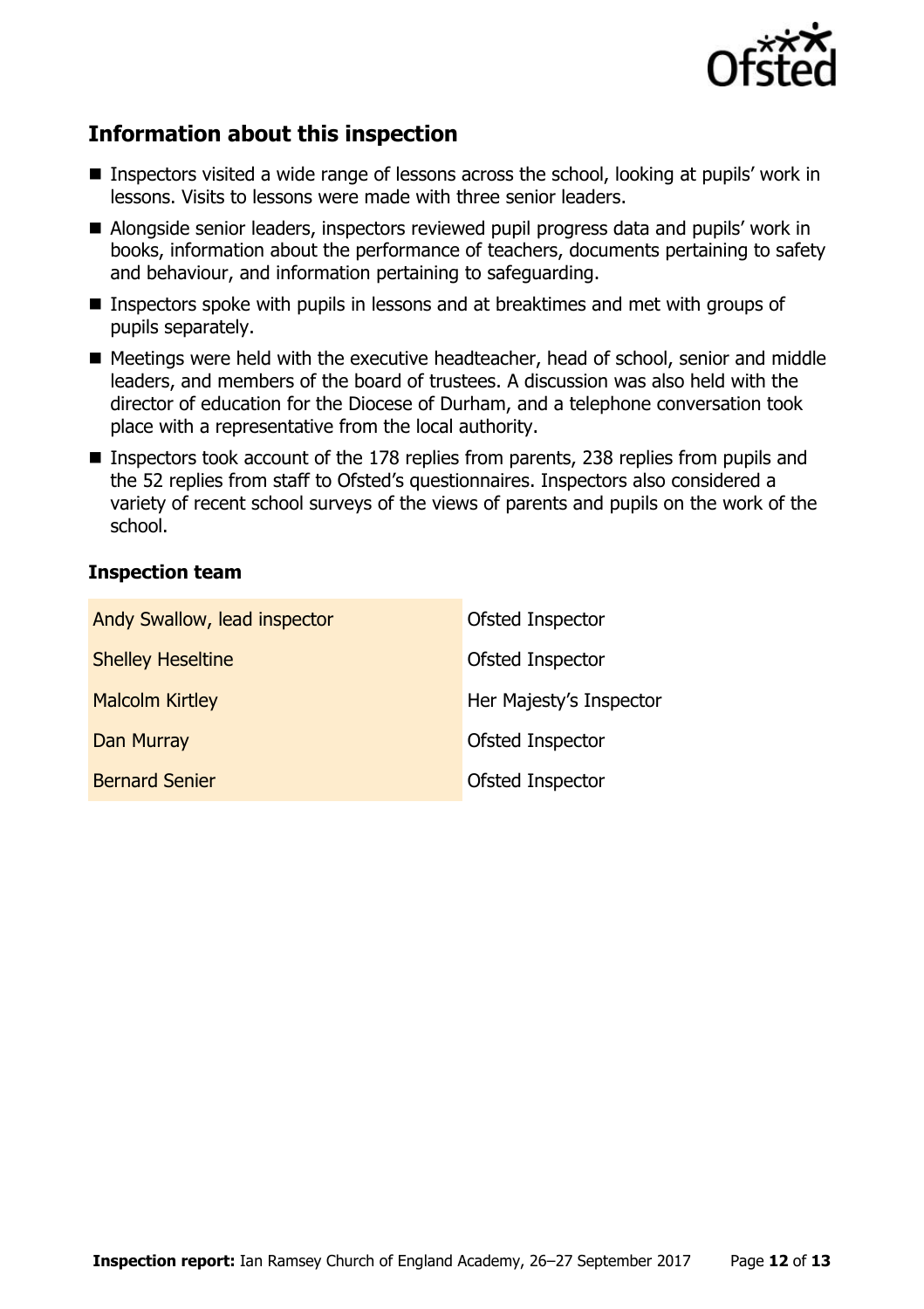## Information about this inspection

- Inspectors visited a wide range of lessons across the school, looking at pupils' work in lessons. Visits to lessons were made with three senior leaders.
- Alongside senior leaders, inspectors reviewed pupil progress data and pupils' work in books, information about the performance of teachers, documents pertaining to safety and behaviour, and information pertaining to safeguarding.
- Inspectors spoke with pupils in lessons and at breaktimes and met with groups of pupils separately.
- Meetings were held with the executive headteacher, head of school, senior and middle leaders, and members of the board of trustees. A discussion was also held with the director of education for the Diocese of Durham, and a telephone conversation took place with a representative from the local authority.
- Inspectors took account of the 178 replies from parents, 238 replies from pupils and the 52 replies from staff to Ofsted's questionnaires. Inspectors also considered a variety of recent school surveys of the views of parents and pupils on the work of the school.

### Inspection team

| | |
|---|---|
| Andy Swallow, lead inspector | Ofsted Inspector |
| Shelley Heseltine | Ofsted Inspector |
| Malcolm Kirtley | Her Majesty's Inspector |
| Dan Murray | Ofsted Inspector |
| Bernard Senier | Ofsted Inspector |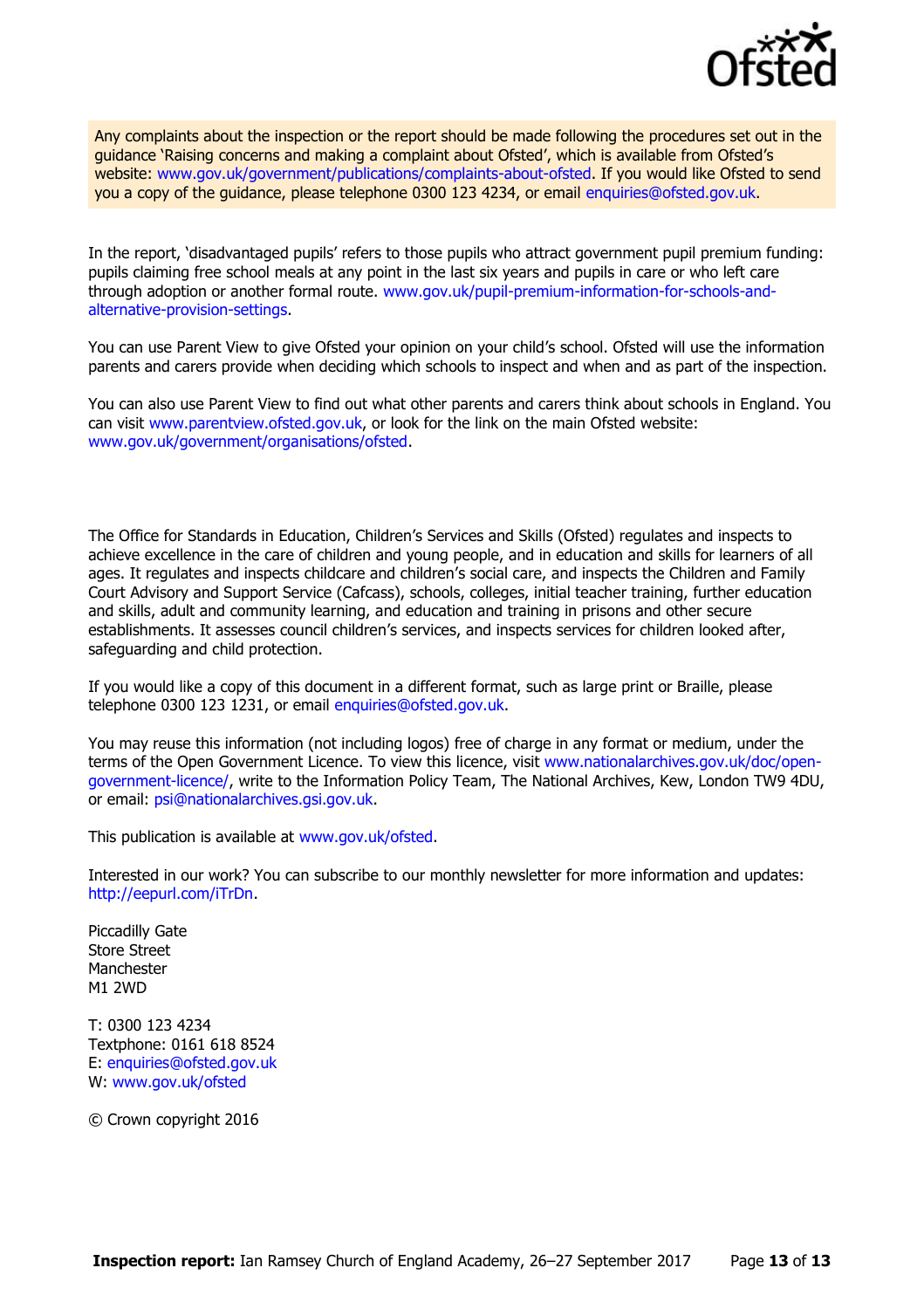Any complaints about the inspection or the report should be made following the procedures set out in the guidance 'Raising concerns and making a complaint about Ofsted', which is available from Ofsted's website: www.gov.uk/government/publications/complaints-about-ofsted. If you would like Ofsted to send you a copy of the guidance, please telephone 0300 123 4234, or email enquiries@ofsted.gov.uk.

In the report, 'disadvantaged pupils' refers to those pupils who attract government pupil premium funding: pupils claiming free school meals at any point in the last six years and pupils in care or who left care through adoption or another formal route. www.gov.uk/pupil-premium-information-for-schools-and-alternative-provision-settings.

You can use Parent View to give Ofsted your opinion on your child's school. Ofsted will use the information parents and carers provide when deciding which schools to inspect and when and as part of the inspection.

You can also use Parent View to find out what other parents and carers think about schools in England. You can visit www.parentview.ofsted.gov.uk, or look for the link on the main Ofsted website: www.gov.uk/government/organisations/ofsted.

The Office for Standards in Education, Children's Services and Skills (Ofsted) regulates and inspects to achieve excellence in the care of children and young people, and in education and skills for learners of all ages. It regulates and inspects childcare and children's social care, and inspects the Children and Family Court Advisory and Support Service (Cafcass), schools, colleges, initial teacher training, further education and skills, adult and community learning, and education and training in prisons and other secure establishments. It assesses council children's services, and inspects services for children looked after, safeguarding and child protection.

If you would like a copy of this document in a different format, such as large print or Braille, please telephone 0300 123 1231, or email enquiries@ofsted.gov.uk.

You may reuse this information (not including logos) free of charge in any format or medium, under the terms of the Open Government Licence. To view this licence, visit www.nationalarchives.gov.uk/doc/open-government-licence/, write to the Information Policy Team, The National Archives, Kew, London TW9 4DU, or email: psi@nationalarchives.gsi.gov.uk.

This publication is available at www.gov.uk/ofsted.

Interested in our work? You can subscribe to our monthly newsletter for more information and updates: http://eepurl.com/iTrDn.

Piccadilly Gate
Store Street
Manchester
M1 2WD

T: 0300 123 4234
Textphone: 0161 618 8524
E: enquiries@ofsted.gov.uk
W: www.gov.uk/ofsted

© Crown copyright 2016